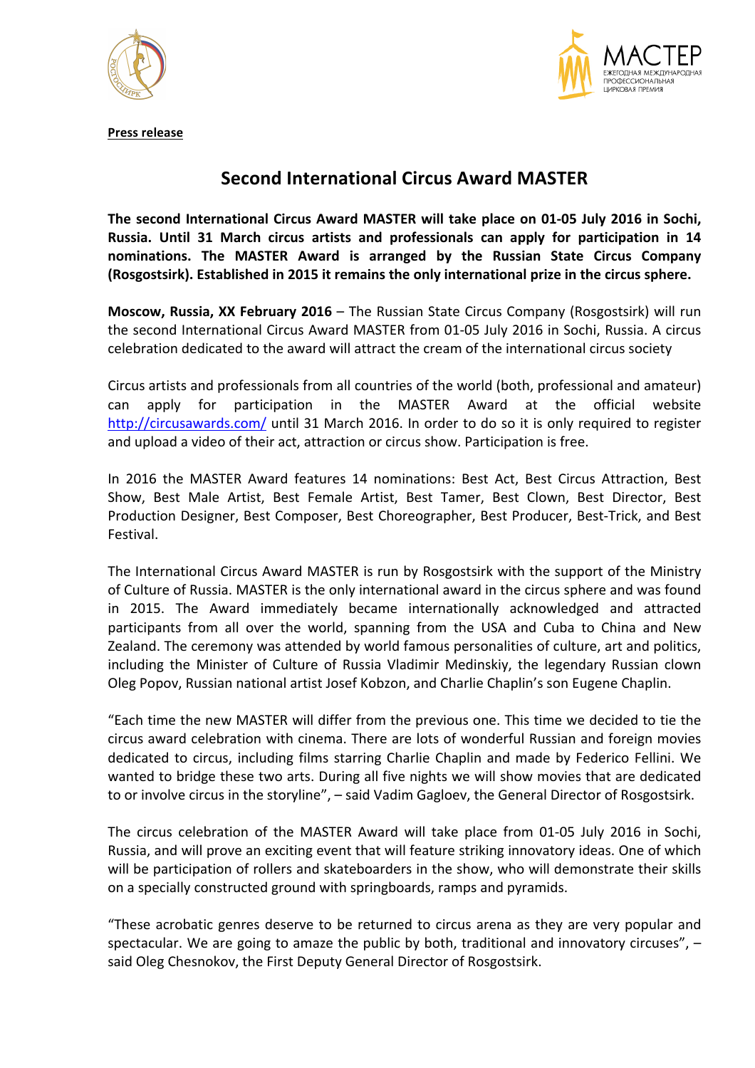**Press release**

# Second International Circus Award MASTER

**The second International Circus Award MASTER will take place on 01-05 July 2016 in Sochi, Russia. Until 31 March circus artists and professionals can apply for participation in 14 nominations. The MASTER Award is arranged by the Russian State Circus Company (Rosgostsirk). Established in 2015 it remains the only international prize in the circus sphere.**

**Moscow, Russia, XX February 2016** – The Russian State Circus Company (Rosgostsirk) will run the second International Circus Award MASTER from 01-05 July 2016 in Sochi, Russia. A circus celebration dedicated to the award will attract the cream of the international circus society

Circus artists and professionals from all countries of the world (both, professional and amateur) can apply for participation in the MASTER Award at the official website http://circusawards.com/ until 31 March 2016. In order to do so it is only required to register and upload a video of their act, attraction or circus show. Participation is free.

In 2016 the MASTER Award features 14 nominations: Best Act, Best Circus Attraction, Best Show, Best Male Artist, Best Female Artist, Best Tamer, Best Clown, Best Director, Best Production Designer, Best Composer, Best Choreographer, Best Producer, Best-Trick, and Best Festival.

The International Circus Award MASTER is run by Rosgostsirk with the support of the Ministry of Culture of Russia. MASTER is the only international award in the circus sphere and was found in 2015. The Award immediately became internationally acknowledged and attracted participants from all over the world, spanning from the USA and Cuba to China and New Zealand. The ceremony was attended by world famous personalities of culture, art and politics, including the Minister of Culture of Russia Vladimir Medinskiy, the legendary Russian clown Oleg Popov, Russian national artist Josef Kobzon, and Charlie Chaplin's son Eugene Chaplin.

"Each time the new MASTER will differ from the previous one. This time we decided to tie the circus award celebration with cinema. There are lots of wonderful Russian and foreign movies dedicated to circus, including films starring Charlie Chaplin and made by Federico Fellini. We wanted to bridge these two arts. During all five nights we will show movies that are dedicated to or involve circus in the storyline", – said Vadim Gagloev, the General Director of Rosgostsirk.

The circus celebration of the MASTER Award will take place from 01-05 July 2016 in Sochi, Russia, and will prove an exciting event that will feature striking innovatory ideas. One of which will be participation of rollers and skateboarders in the show, who will demonstrate their skills on a specially constructed ground with springboards, ramps and pyramids.

"These acrobatic genres deserve to be returned to circus arena as they are very popular and spectacular. We are going to amaze the public by both, traditional and innovatory circuses", – said Oleg Chesnokov, the First Deputy General Director of Rosgostsirk.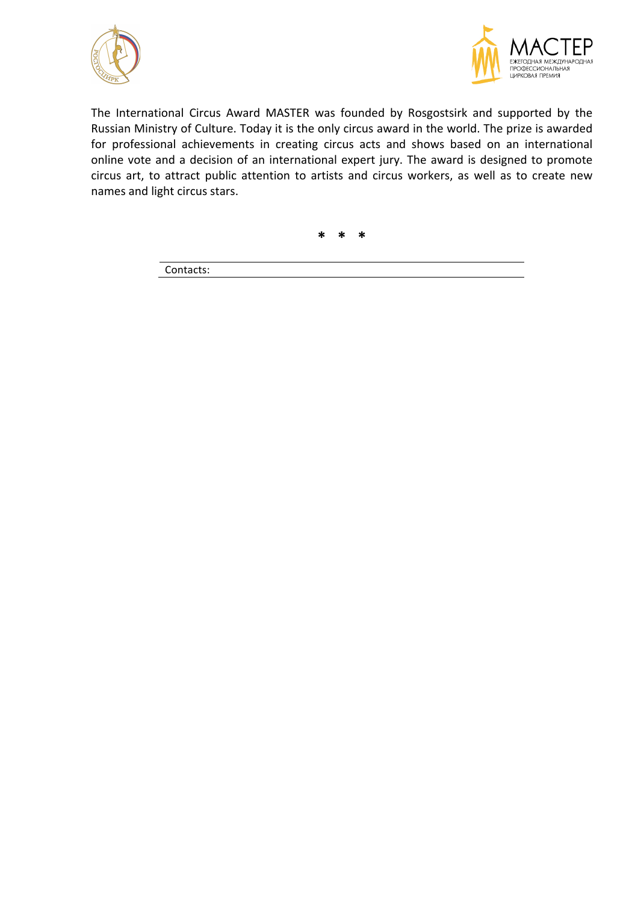The International Circus Award MASTER was founded by Rosgostsirk and supported by the Russian Ministry of Culture. Today it is the only circus award in the world. The prize is awarded for professional achievements in creating circus acts and shows based on an international online vote and a decision of an international expert jury. The award is designed to promote circus art, to attract public attention to artists and circus workers, as well as to create new names and light circus stars.

* * *

Contacts: